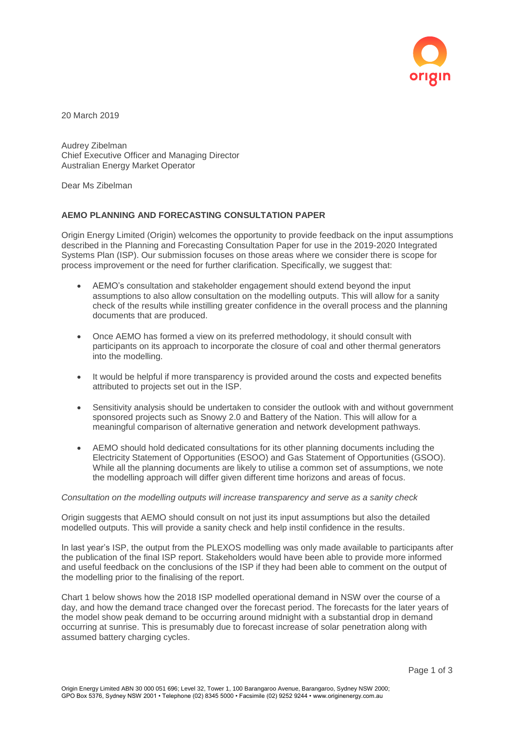20 March 2019

Audrey Zibelman
Chief Executive Officer and Managing Director
Australian Energy Market Operator

Dear Ms Zibelman

**AEMO PLANNING AND FORECASTING CONSULTATION PAPER**

Origin Energy Limited (Origin) welcomes the opportunity to provide feedback on the input assumptions described in the Planning and Forecasting Consultation Paper for use in the 2019-2020 Integrated Systems Plan (ISP). Our submission focuses on those areas where we consider there is scope for process improvement or the need for further clarification. Specifically, we suggest that:

- AEMO's consultation and stakeholder engagement should extend beyond the input assumptions to also allow consultation on the modelling outputs. This will allow for a sanity check of the results while instilling greater confidence in the overall process and the planning documents that are produced.
- Once AEMO has formed a view on its preferred methodology, it should consult with participants on its approach to incorporate the closure of coal and other thermal generators into the modelling.
- It would be helpful if more transparency is provided around the costs and expected benefits attributed to projects set out in the ISP.
- Sensitivity analysis should be undertaken to consider the outlook with and without government sponsored projects such as Snowy 2.0 and Battery of the Nation. This will allow for a meaningful comparison of alternative generation and network development pathways.
- AEMO should hold dedicated consultations for its other planning documents including the Electricity Statement of Opportunities (ESOO) and Gas Statement of Opportunities (GSOO). While all the planning documents are likely to utilise a common set of assumptions, we note the modelling approach will differ given different time horizons and areas of focus.

*Consultation on the modelling outputs will increase transparency and serve as a sanity check*

Origin suggests that AEMO should consult on not just its input assumptions but also the detailed modelled outputs. This will provide a sanity check and help instil confidence in the results.

In last year's ISP, the output from the PLEXOS modelling was only made available to participants after the publication of the final ISP report. Stakeholders would have been able to provide more informed and useful feedback on the conclusions of the ISP if they had been able to comment on the output of the modelling prior to the finalising of the report.

Chart 1 below shows how the 2018 ISP modelled operational demand in NSW over the course of a day, and how the demand trace changed over the forecast period. The forecasts for the later years of the model show peak demand to be occurring around midnight with a substantial drop in demand occurring at sunrise. This is presumably due to forecast increase of solar penetration along with assumed battery charging cycles.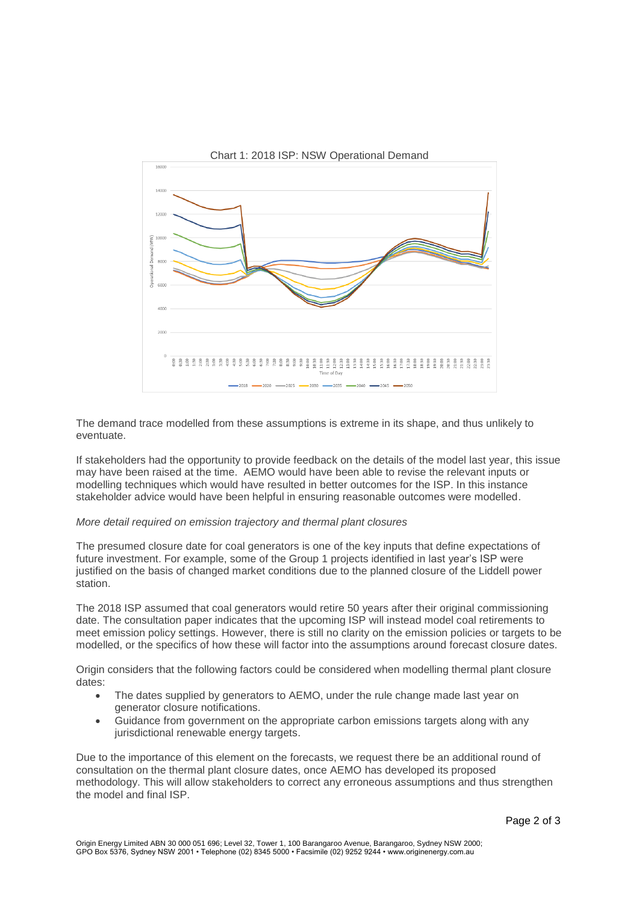Chart 1: 2018 ISP: NSW Operational Demand

The demand trace modelled from these assumptions is extreme in its shape, and thus unlikely to eventuate.

If stakeholders had the opportunity to provide feedback on the details of the model last year, this issue may have been raised at the time. AEMO would have been able to revise the relevant inputs or modelling techniques which would have resulted in better outcomes for the ISP. In this instance stakeholder advice would have been helpful in ensuring reasonable outcomes were modelled.

*More detail required on emission trajectory and thermal plant closures*

The presumed closure date for coal generators is one of the key inputs that define expectations of future investment. For example, some of the Group 1 projects identified in last year's ISP were justified on the basis of changed market conditions due to the planned closure of the Liddell power station.

The 2018 ISP assumed that coal generators would retire 50 years after their original commissioning date. The consultation paper indicates that the upcoming ISP will instead model coal retirements to meet emission policy settings. However, there is still no clarity on the emission policies or targets to be modelled, or the specifics of how these will factor into the assumptions around forecast closure dates.

Origin considers that the following factors could be considered when modelling thermal plant closure dates:

- The dates supplied by generators to AEMO, under the rule change made last year on generator closure notifications.
- Guidance from government on the appropriate carbon emissions targets along with any jurisdictional renewable energy targets.

Due to the importance of this element on the forecasts, we request there be an additional round of consultation on the thermal plant closure dates, once AEMO has developed its proposed methodology. This will allow stakeholders to correct any erroneous assumptions and thus strengthen the model and final ISP.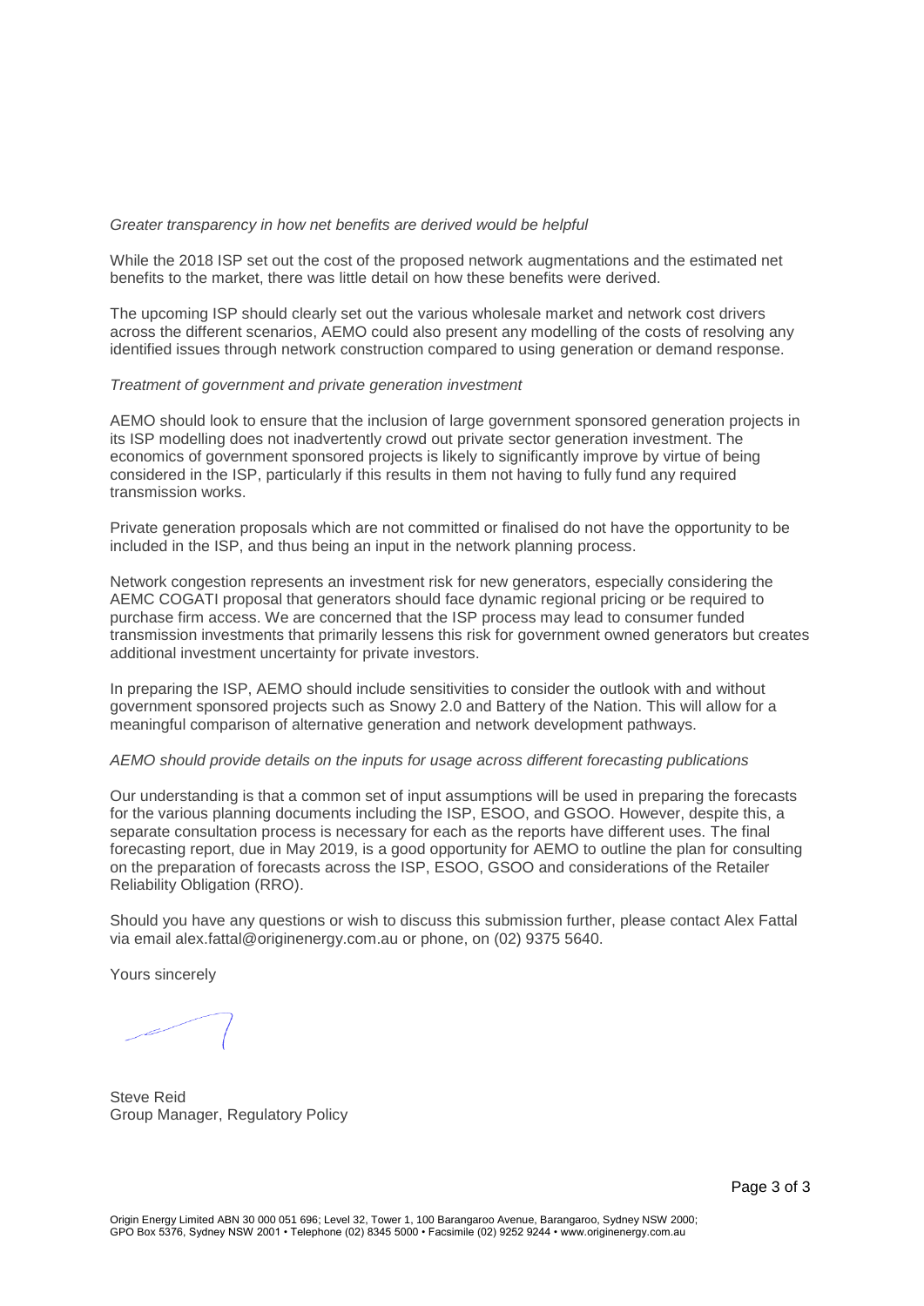*Greater transparency in how net benefits are derived would be helpful*

While the 2018 ISP set out the cost of the proposed network augmentations and the estimated net benefits to the market, there was little detail on how these benefits were derived.

The upcoming ISP should clearly set out the various wholesale market and network cost drivers across the different scenarios, AEMO could also present any modelling of the costs of resolving any identified issues through network construction compared to using generation or demand response.

*Treatment of government and private generation investment*

AEMO should look to ensure that the inclusion of large government sponsored generation projects in its ISP modelling does not inadvertently crowd out private sector generation investment. The economics of government sponsored projects is likely to significantly improve by virtue of being considered in the ISP, particularly if this results in them not having to fully fund any required transmission works.

Private generation proposals which are not committed or finalised do not have the opportunity to be included in the ISP, and thus being an input in the network planning process.

Network congestion represents an investment risk for new generators, especially considering the AEMC COGATI proposal that generators should face dynamic regional pricing or be required to purchase firm access. We are concerned that the ISP process may lead to consumer funded transmission investments that primarily lessens this risk for government owned generators but creates additional investment uncertainty for private investors.

In preparing the ISP, AEMO should include sensitivities to consider the outlook with and without government sponsored projects such as Snowy 2.0 and Battery of the Nation. This will allow for a meaningful comparison of alternative generation and network development pathways.

*AEMO should provide details on the inputs for usage across different forecasting publications*

Our understanding is that a common set of input assumptions will be used in preparing the forecasts for the various planning documents including the ISP, ESOO, and GSOO. However, despite this, a separate consultation process is necessary for each as the reports have different uses. The final forecasting report, due in May 2019, is a good opportunity for AEMO to outline the plan for consulting on the preparation of forecasts across the ISP, ESOO, GSOO and considerations of the Retailer Reliability Obligation (RRO).

Should you have any questions or wish to discuss this submission further, please contact Alex Fattal via email alex.fattal@originenergy.com.au or phone, on (02) 9375 5640.

Yours sincerely

Steve Reid
Group Manager, Regulatory Policy

Origin Energy Limited ABN 30 000 051 696; Level 32, Tower 1, 100 Barangaroo Avenue, Barangaroo, Sydney NSW 2000; GPO Box 5376, Sydney NSW 2001 • Telephone (02) 8345 5000 • Facsimile (02) 9252 9244 • www.originenergy.com.au